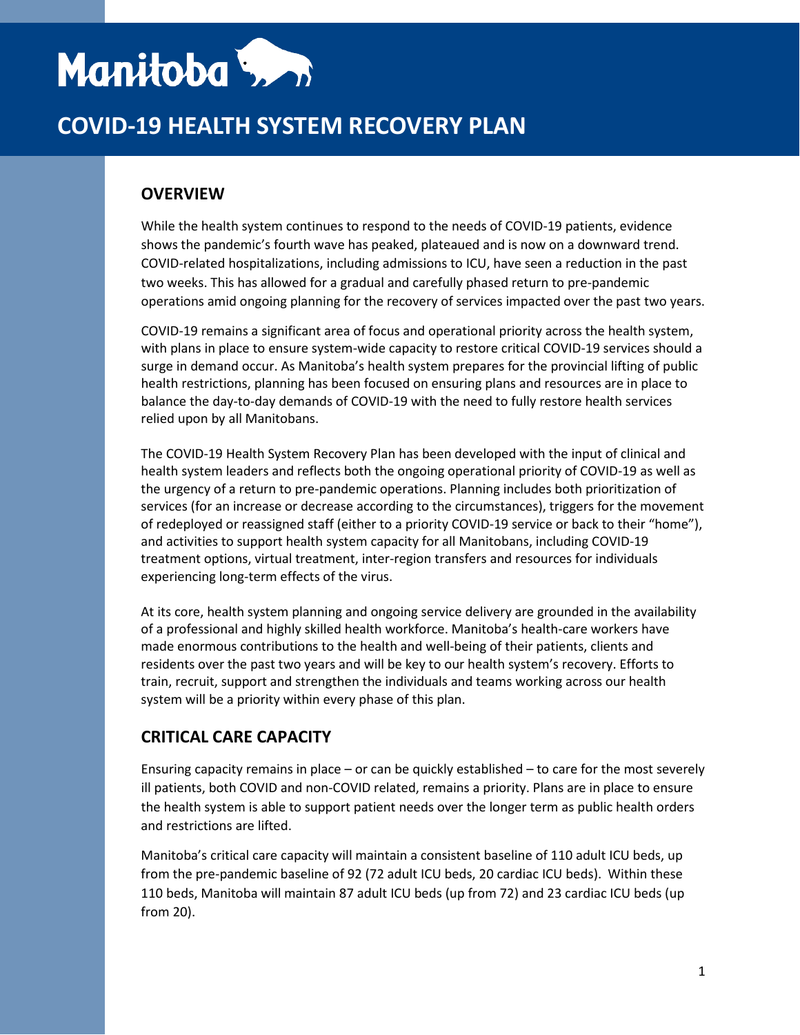Manitoba

# COVID-19 HEALTH SYSTEM RECOVERY PLAN

## OVERVIEW

While the health system continues to respond to the needs of COVID-19 patients, evidence shows the pandemic's fourth wave has peaked, plateaued and is now on a downward trend. COVID-related hospitalizations, including admissions to ICU, have seen a reduction in the past two weeks. This has allowed for a gradual and carefully phased return to pre-pandemic operations amid ongoing planning for the recovery of services impacted over the past two years.

COVID-19 remains a significant area of focus and operational priority across the health system, with plans in place to ensure system-wide capacity to restore critical COVID-19 services should a surge in demand occur. As Manitoba's health system prepares for the provincial lifting of public health restrictions, planning has been focused on ensuring plans and resources are in place to balance the day-to-day demands of COVID-19 with the need to fully restore health services relied upon by all Manitobans.

The COVID-19 Health System Recovery Plan has been developed with the input of clinical and health system leaders and reflects both the ongoing operational priority of COVID-19 as well as the urgency of a return to pre-pandemic operations. Planning includes both prioritization of services (for an increase or decrease according to the circumstances), triggers for the movement of redeployed or reassigned staff (either to a priority COVID-19 service or back to their "home"), and activities to support health system capacity for all Manitobans, including COVID-19 treatment options, virtual treatment, inter-region transfers and resources for individuals experiencing long-term effects of the virus.

At its core, health system planning and ongoing service delivery are grounded in the availability of a professional and highly skilled health workforce. Manitoba's health-care workers have made enormous contributions to the health and well-being of their patients, clients and residents over the past two years and will be key to our health system's recovery. Efforts to train, recruit, support and strengthen the individuals and teams working across our health system will be a priority within every phase of this plan.

## CRITICAL CARE CAPACITY

Ensuring capacity remains in place – or can be quickly established – to care for the most severely ill patients, both COVID and non-COVID related, remains a priority. Plans are in place to ensure the health system is able to support patient needs over the longer term as public health orders and restrictions are lifted.

Manitoba's critical care capacity will maintain a consistent baseline of 110 adult ICU beds, up from the pre-pandemic baseline of 92 (72 adult ICU beds, 20 cardiac ICU beds). Within these 110 beds, Manitoba will maintain 87 adult ICU beds (up from 72) and 23 cardiac ICU beds (up from 20).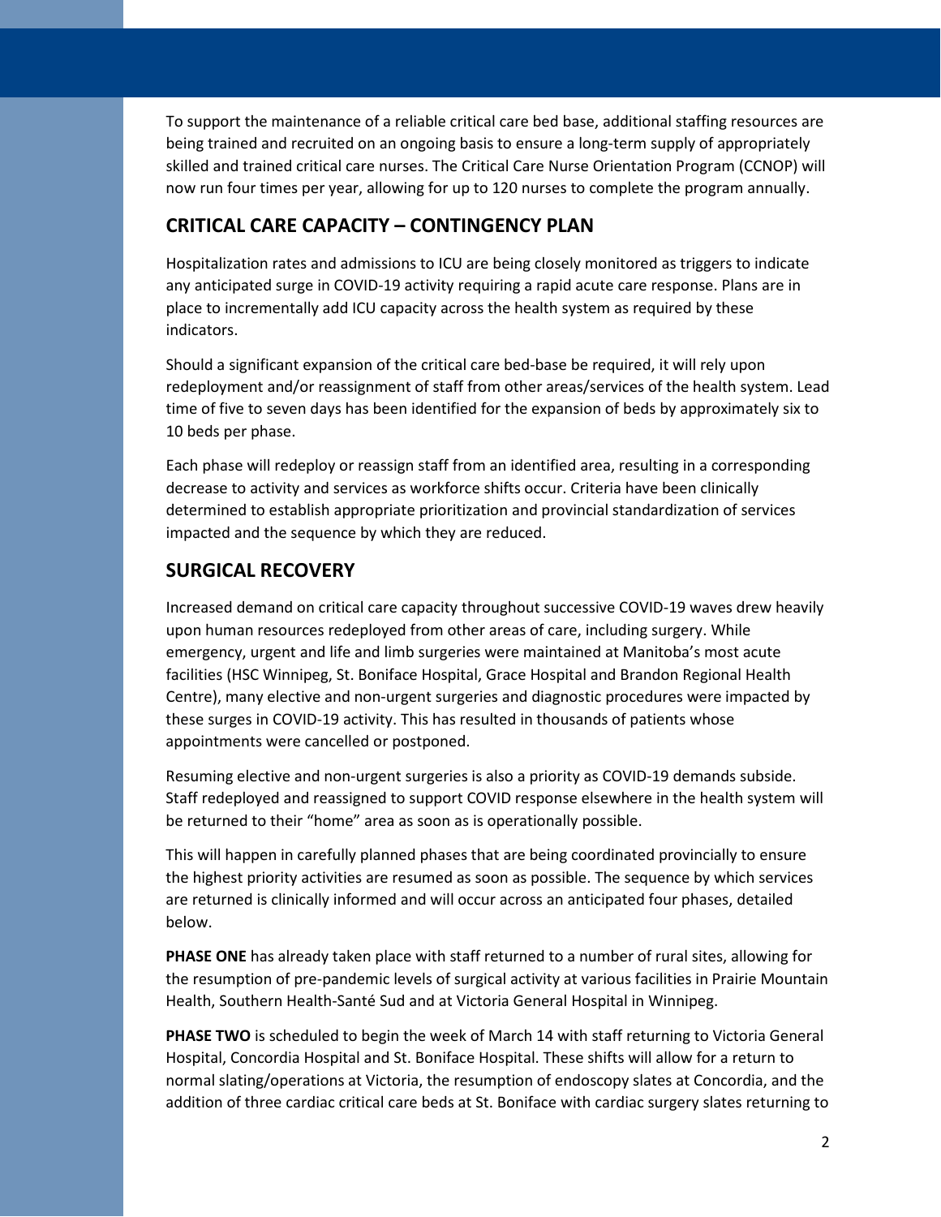To support the maintenance of a reliable critical care bed base, additional staffing resources are being trained and recruited on an ongoing basis to ensure a long-term supply of appropriately skilled and trained critical care nurses. The Critical Care Nurse Orientation Program (CCNOP) will now run four times per year, allowing for up to 120 nurses to complete the program annually.

## CRITICAL CARE CAPACITY – CONTINGENCY PLAN

Hospitalization rates and admissions to ICU are being closely monitored as triggers to indicate any anticipated surge in COVID-19 activity requiring a rapid acute care response. Plans are in place to incrementally add ICU capacity across the health system as required by these indicators.

Should a significant expansion of the critical care bed-base be required, it will rely upon redeployment and/or reassignment of staff from other areas/services of the health system. Lead time of five to seven days has been identified for the expansion of beds by approximately six to 10 beds per phase.

Each phase will redeploy or reassign staff from an identified area, resulting in a corresponding decrease to activity and services as workforce shifts occur. Criteria have been clinically determined to establish appropriate prioritization and provincial standardization of services impacted and the sequence by which they are reduced.

## SURGICAL RECOVERY

Increased demand on critical care capacity throughout successive COVID-19 waves drew heavily upon human resources redeployed from other areas of care, including surgery. While emergency, urgent and life and limb surgeries were maintained at Manitoba's most acute facilities (HSC Winnipeg, St. Boniface Hospital, Grace Hospital and Brandon Regional Health Centre), many elective and non-urgent surgeries and diagnostic procedures were impacted by these surges in COVID-19 activity. This has resulted in thousands of patients whose appointments were cancelled or postponed.

Resuming elective and non-urgent surgeries is also a priority as COVID-19 demands subside. Staff redeployed and reassigned to support COVID response elsewhere in the health system will be returned to their "home" area as soon as is operationally possible.

This will happen in carefully planned phases that are being coordinated provincially to ensure the highest priority activities are resumed as soon as possible. The sequence by which services are returned is clinically informed and will occur across an anticipated four phases, detailed below.

**PHASE ONE** has already taken place with staff returned to a number of rural sites, allowing for the resumption of pre-pandemic levels of surgical activity at various facilities in Prairie Mountain Health, Southern Health-Santé Sud and at Victoria General Hospital in Winnipeg.

**PHASE TWO** is scheduled to begin the week of March 14 with staff returning to Victoria General Hospital, Concordia Hospital and St. Boniface Hospital. These shifts will allow for a return to normal slating/operations at Victoria, the resumption of endoscopy slates at Concordia, and the addition of three cardiac critical care beds at St. Boniface with cardiac surgery slates returning to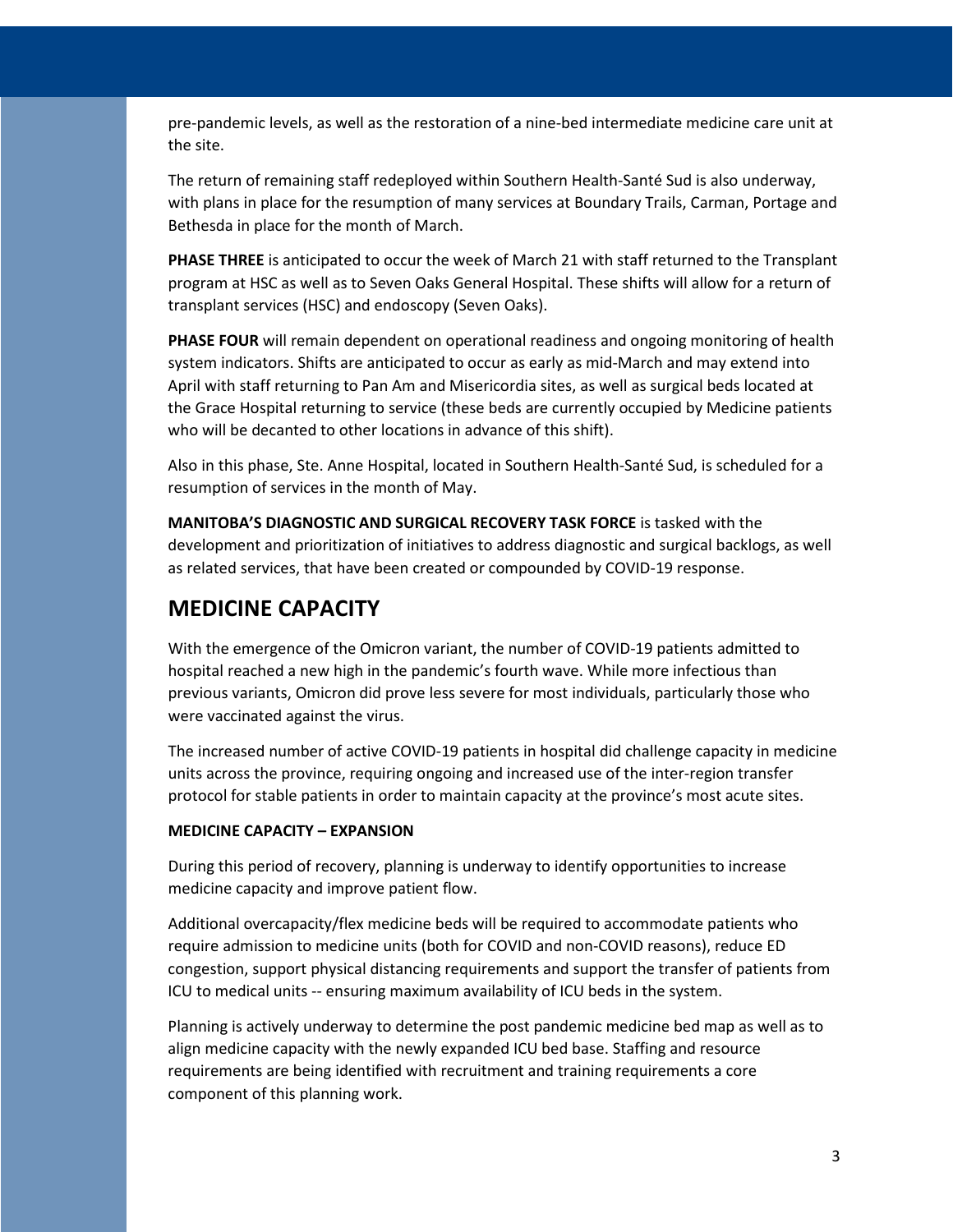pre-pandemic levels, as well as the restoration of a nine-bed intermediate medicine care unit at the site.

The return of remaining staff redeployed within Southern Health-Santé Sud is also underway, with plans in place for the resumption of many services at Boundary Trails, Carman, Portage and Bethesda in place for the month of March.

**PHASE THREE** is anticipated to occur the week of March 21 with staff returned to the Transplant program at HSC as well as to Seven Oaks General Hospital. These shifts will allow for a return of transplant services (HSC) and endoscopy (Seven Oaks).

**PHASE FOUR** will remain dependent on operational readiness and ongoing monitoring of health system indicators. Shifts are anticipated to occur as early as mid-March and may extend into April with staff returning to Pan Am and Misericordia sites, as well as surgical beds located at the Grace Hospital returning to service (these beds are currently occupied by Medicine patients who will be decanted to other locations in advance of this shift).

Also in this phase, Ste. Anne Hospital, located in Southern Health-Santé Sud, is scheduled for a resumption of services in the month of May.

**MANITOBA'S DIAGNOSTIC AND SURGICAL RECOVERY TASK FORCE** is tasked with the development and prioritization of initiatives to address diagnostic and surgical backlogs, as well as related services, that have been created or compounded by COVID-19 response.

## MEDICINE CAPACITY

With the emergence of the Omicron variant, the number of COVID-19 patients admitted to hospital reached a new high in the pandemic's fourth wave. While more infectious than previous variants, Omicron did prove less severe for most individuals, particularly those who were vaccinated against the virus.

The increased number of active COVID-19 patients in hospital did challenge capacity in medicine units across the province, requiring ongoing and increased use of the inter-region transfer protocol for stable patients in order to maintain capacity at the province's most acute sites.

#### MEDICINE CAPACITY – EXPANSION

During this period of recovery, planning is underway to identify opportunities to increase medicine capacity and improve patient flow.

Additional overcapacity/flex medicine beds will be required to accommodate patients who require admission to medicine units (both for COVID and non-COVID reasons), reduce ED congestion, support physical distancing requirements and support the transfer of patients from ICU to medical units -- ensuring maximum availability of ICU beds in the system.

Planning is actively underway to determine the post pandemic medicine bed map as well as to align medicine capacity with the newly expanded ICU bed base. Staffing and resource requirements are being identified with recruitment and training requirements a core component of this planning work.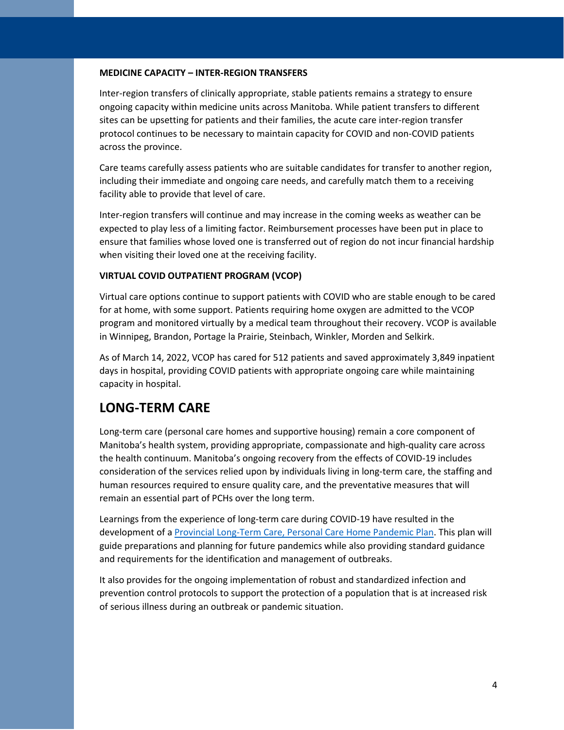**MEDICINE CAPACITY – INTER-REGION TRANSFERS**

Inter-region transfers of clinically appropriate, stable patients remains a strategy to ensure ongoing capacity within medicine units across Manitoba. While patient transfers to different sites can be upsetting for patients and their families, the acute care inter-region transfer protocol continues to be necessary to maintain capacity for COVID and non-COVID patients across the province.

Care teams carefully assess patients who are suitable candidates for transfer to another region, including their immediate and ongoing care needs, and carefully match them to a receiving facility able to provide that level of care.

Inter-region transfers will continue and may increase in the coming weeks as weather can be expected to play less of a limiting factor. Reimbursement processes have been put in place to ensure that families whose loved one is transferred out of region do not incur financial hardship when visiting their loved one at the receiving facility.

**VIRTUAL COVID OUTPATIENT PROGRAM (VCOP)**

Virtual care options continue to support patients with COVID who are stable enough to be cared for at home, with some support. Patients requiring home oxygen are admitted to the VCOP program and monitored virtually by a medical team throughout their recovery. VCOP is available in Winnipeg, Brandon, Portage la Prairie, Steinbach, Winkler, Morden and Selkirk.

As of March 14, 2022, VCOP has cared for 512 patients and saved approximately 3,849 inpatient days in hospital, providing COVID patients with appropriate ongoing care while maintaining capacity in hospital.

## LONG-TERM CARE

Long-term care (personal care homes and supportive housing) remain a core component of Manitoba's health system, providing appropriate, compassionate and high-quality care across the health continuum. Manitoba's ongoing recovery from the effects of COVID-19 includes consideration of the services relied upon by individuals living in long-term care, the staffing and human resources required to ensure quality care, and the preventative measures that will remain an essential part of PCHs over the long term.

Learnings from the experience of long-term care during COVID-19 have resulted in the development of a Provincial Long-Term Care, Personal Care Home Pandemic Plan. This plan will guide preparations and planning for future pandemics while also providing standard guidance and requirements for the identification and management of outbreaks.

It also provides for the ongoing implementation of robust and standardized infection and prevention control protocols to support the protection of a population that is at increased risk of serious illness during an outbreak or pandemic situation.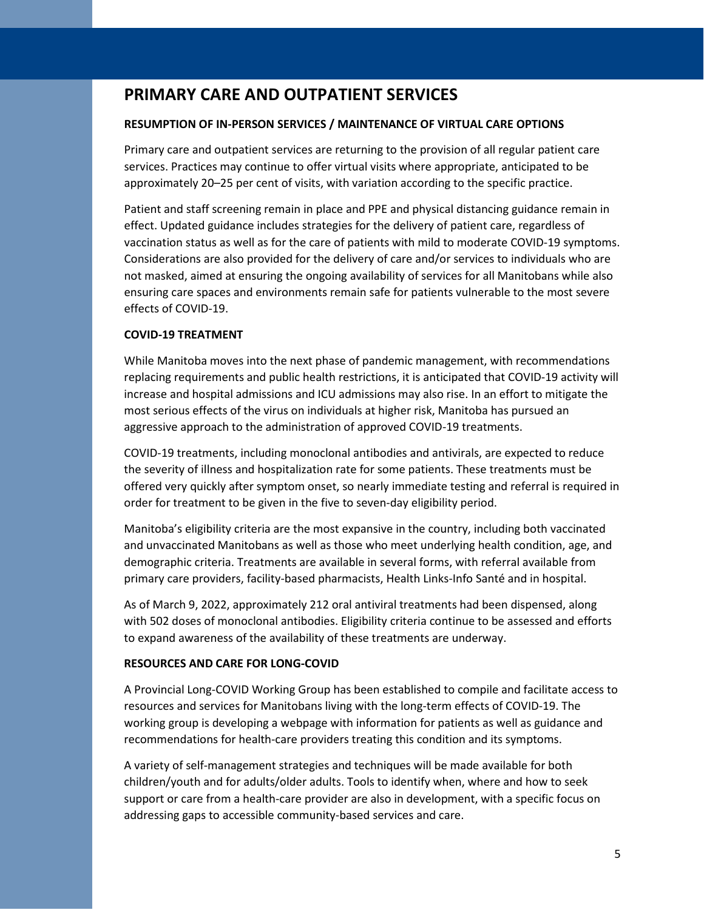## PRIMARY CARE AND OUTPATIENT SERVICES

### RESUMPTION OF IN-PERSON SERVICES / MAINTENANCE OF VIRTUAL CARE OPTIONS

Primary care and outpatient services are returning to the provision of all regular patient care services. Practices may continue to offer virtual visits where appropriate, anticipated to be approximately 20–25 per cent of visits, with variation according to the specific practice.

Patient and staff screening remain in place and PPE and physical distancing guidance remain in effect. Updated guidance includes strategies for the delivery of patient care, regardless of vaccination status as well as for the care of patients with mild to moderate COVID-19 symptoms. Considerations are also provided for the delivery of care and/or services to individuals who are not masked, aimed at ensuring the ongoing availability of services for all Manitobans while also ensuring care spaces and environments remain safe for patients vulnerable to the most severe effects of COVID-19.

### COVID-19 TREATMENT

While Manitoba moves into the next phase of pandemic management, with recommendations replacing requirements and public health restrictions, it is anticipated that COVID-19 activity will increase and hospital admissions and ICU admissions may also rise. In an effort to mitigate the most serious effects of the virus on individuals at higher risk, Manitoba has pursued an aggressive approach to the administration of approved COVID-19 treatments.

COVID-19 treatments, including monoclonal antibodies and antivirals, are expected to reduce the severity of illness and hospitalization rate for some patients. These treatments must be offered very quickly after symptom onset, so nearly immediate testing and referral is required in order for treatment to be given in the five to seven-day eligibility period.

Manitoba's eligibility criteria are the most expansive in the country, including both vaccinated and unvaccinated Manitobans as well as those who meet underlying health condition, age, and demographic criteria. Treatments are available in several forms, with referral available from primary care providers, facility-based pharmacists, Health Links-Info Santé and in hospital.

As of March 9, 2022, approximately 212 oral antiviral treatments had been dispensed, along with 502 doses of monoclonal antibodies. Eligibility criteria continue to be assessed and efforts to expand awareness of the availability of these treatments are underway.

### RESOURCES AND CARE FOR LONG-COVID

A Provincial Long-COVID Working Group has been established to compile and facilitate access to resources and services for Manitobans living with the long-term effects of COVID-19. The working group is developing a webpage with information for patients as well as guidance and recommendations for health-care providers treating this condition and its symptoms.

A variety of self-management strategies and techniques will be made available for both children/youth and for adults/older adults. Tools to identify when, where and how to seek support or care from a health-care provider are also in development, with a specific focus on addressing gaps to accessible community-based services and care.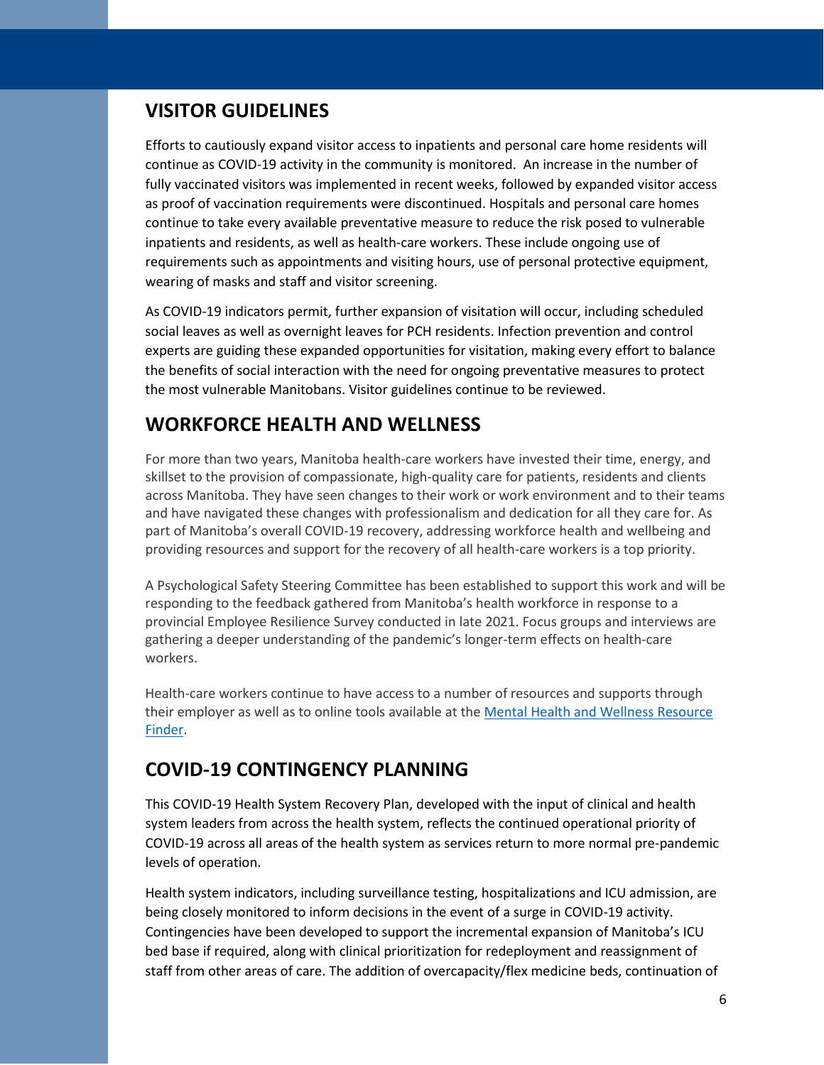## VISITOR GUIDELINES

Efforts to cautiously expand visitor access to inpatients and personal care home residents will continue as COVID-19 activity in the community is monitored. An increase in the number of fully vaccinated visitors was implemented in recent weeks, followed by expanded visitor access as proof of vaccination requirements were discontinued. Hospitals and personal care homes continue to take every available preventative measure to reduce the risk posed to vulnerable inpatients and residents, as well as health-care workers. These include ongoing use of requirements such as appointments and visiting hours, use of personal protective equipment, wearing of masks and staff and visitor screening.

As COVID-19 indicators permit, further expansion of visitation will occur, including scheduled social leaves as well as overnight leaves for PCH residents. Infection prevention and control experts are guiding these expanded opportunities for visitation, making every effort to balance the benefits of social interaction with the need for ongoing preventative measures to protect the most vulnerable Manitobans. Visitor guidelines continue to be reviewed.

## WORKFORCE HEALTH AND WELLNESS

For more than two years, Manitoba health-care workers have invested their time, energy, and skillset to the provision of compassionate, high-quality care for patients, residents and clients across Manitoba. They have seen changes to their work or work environment and to their teams and have navigated these changes with professionalism and dedication for all they care for. As part of Manitoba's overall COVID-19 recovery, addressing workforce health and wellbeing and providing resources and support for the recovery of all health-care workers is a top priority.

A Psychological Safety Steering Committee has been established to support this work and will be responding to the feedback gathered from Manitoba's health workforce in response to a provincial Employee Resilience Survey conducted in late 2021. Focus groups and interviews are gathering a deeper understanding of the pandemic's longer-term effects on health-care workers.

Health-care workers continue to have access to a number of resources and supports through their employer as well as to online tools available at the Mental Health and Wellness Resource Finder.

## COVID-19 CONTINGENCY PLANNING

This COVID-19 Health System Recovery Plan, developed with the input of clinical and health system leaders from across the health system, reflects the continued operational priority of COVID-19 across all areas of the health system as services return to more normal pre-pandemic levels of operation.

Health system indicators, including surveillance testing, hospitalizations and ICU admission, are being closely monitored to inform decisions in the event of a surge in COVID-19 activity. Contingencies have been developed to support the incremental expansion of Manitoba's ICU bed base if required, along with clinical prioritization for redeployment and reassignment of staff from other areas of care. The addition of overcapacity/flex medicine beds, continuation of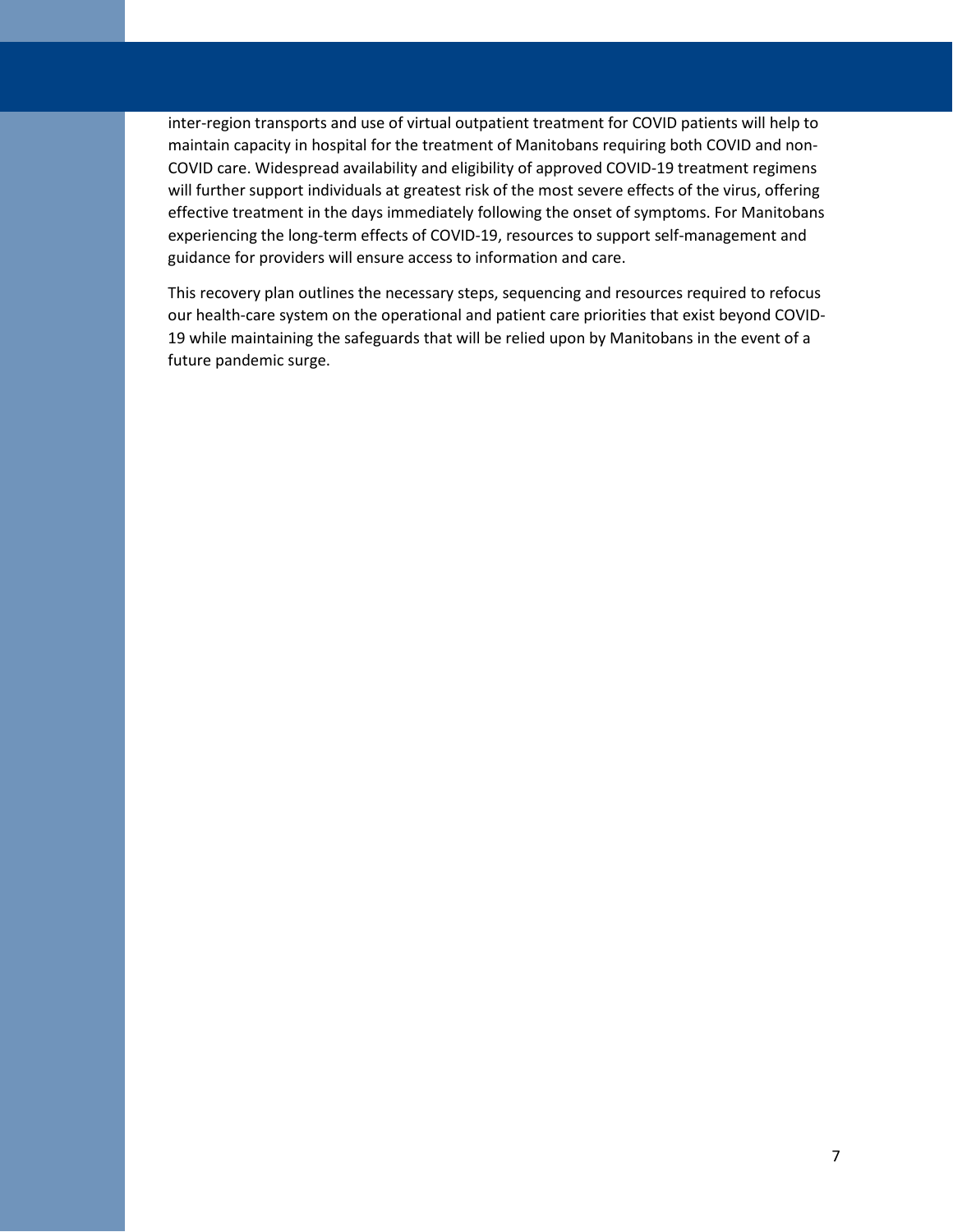inter-region transports and use of virtual outpatient treatment for COVID patients will help to maintain capacity in hospital for the treatment of Manitobans requiring both COVID and non-COVID care. Widespread availability and eligibility of approved COVID-19 treatment regimens will further support individuals at greatest risk of the most severe effects of the virus, offering effective treatment in the days immediately following the onset of symptoms. For Manitobans experiencing the long-term effects of COVID-19, resources to support self-management and guidance for providers will ensure access to information and care.

This recovery plan outlines the necessary steps, sequencing and resources required to refocus our health-care system on the operational and patient care priorities that exist beyond COVID-19 while maintaining the safeguards that will be relied upon by Manitobans in the event of a future pandemic surge.